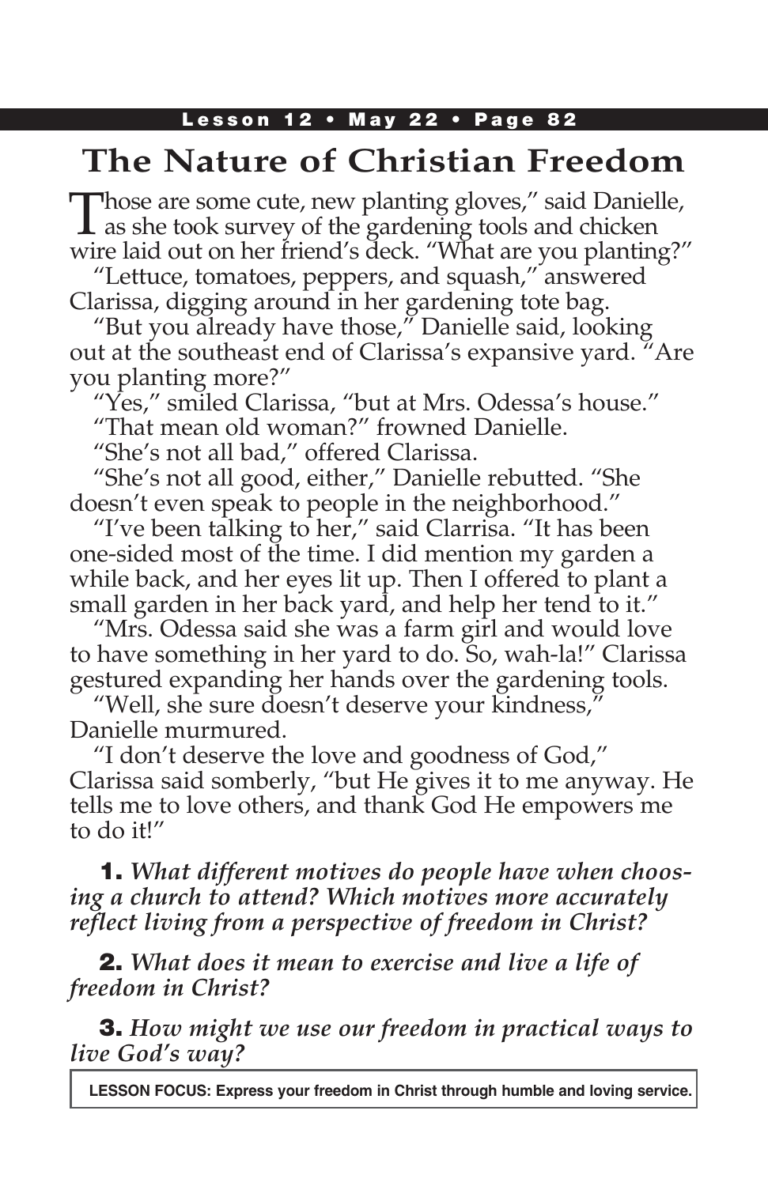# The Nature of Christian Freedom

Those are some cute, new planting gloves," said Danielle, as she took survey of the gardening tools and chicken wire laid out on her friend's deck. "What are you planting?"

"Lettuce, tomatoes, peppers, and squash," answered Clarissa, digging around in her gardening tote bag.

"But you already have those," Danielle said, looking out at the southeast end of Clarissa's expansive yard. "Are you planting more?"

"Yes," smiled Clarissa, "but at Mrs. Odessa's house."

"That mean old woman?" frowned Danielle.

"She's not all bad," offered Clarissa.

"She's not all good, either," Danielle rebutted. "She doesn't even speak to people in the neighborhood."

"I've been talking to her," said Clarrisa. "It has been one-sided most of the time. I did mention my garden a while back, and her eyes lit up. Then I offered to plant a small garden in her back yard, and help her tend to it."

"Mrs. Odessa said she was a farm girl and would love to have something in her yard to do. So, wah-la!" Clarissa gestured expanding her hands over the gardening tools.

"Well, she sure doesn't deserve your kindness," Danielle murmured.

"I don't deserve the love and goodness of God," Clarissa said somberly, "but He gives it to me anyway. He tells me to love others, and thank God He empowers me to do it!"

**1.** *What different motives do people have when choosing a church to attend? Which motives more accurately reflect living from a perspective of freedom in Christ?*

**2.** *What does it mean to exercise and live a life of freedom in Christ?*

**3.** *How might we use our freedom in practical ways to live God's way?*

**LESSON FOCUS: Express your freedom in Christ through humble and loving service.**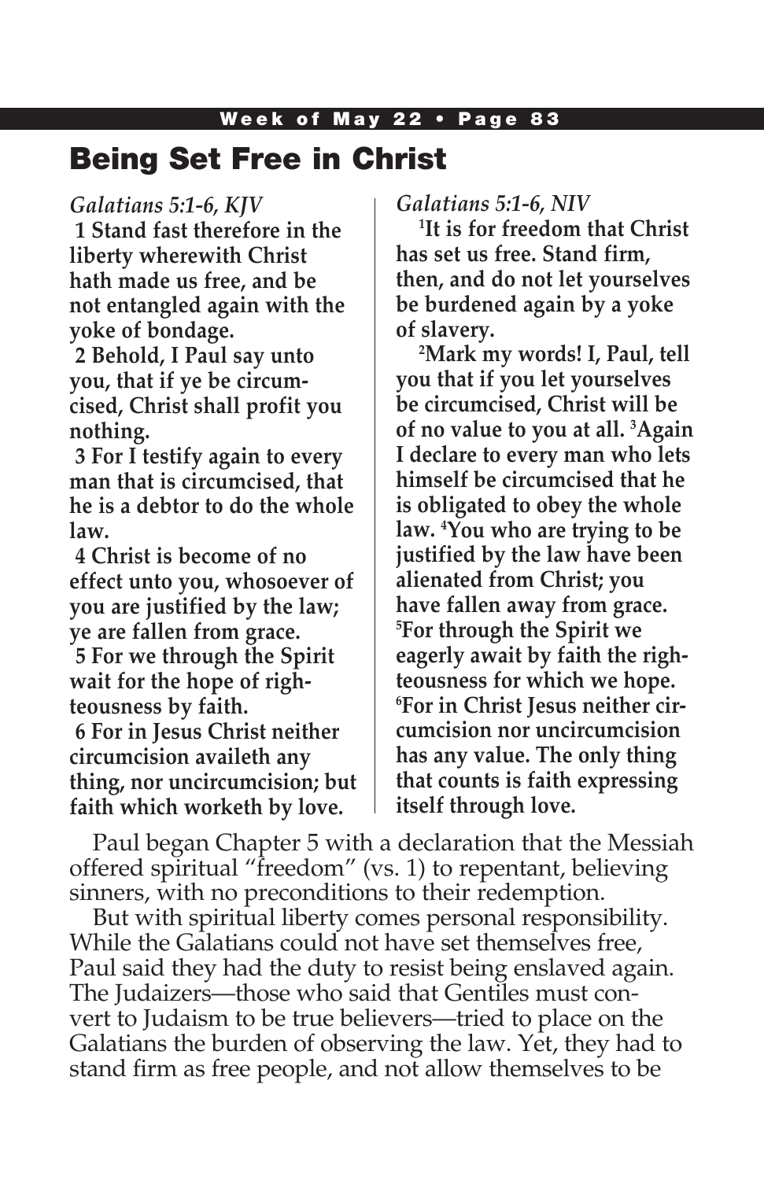# Being Set Free in Christ

*Galatians 5:1-6, KJV*

**1 Stand fast therefore in the liberty wherewith Christ hath made us free, and be not entangled again with the yoke of bondage.**

**2 Behold, I Paul say unto you, that if ye be circumcised, Christ shall profit you nothing.**

**3 For I testify again to every man that is circumcised, that he is a debtor to do the whole law.**

**4 Christ is become of no effect unto you, whosoever of you are justified by the law; ye are fallen from grace.**

**5 For we through the Spirit wait for the hope of righteousness by faith.**

**6 For in Jesus Christ neither circumcision availeth any thing, nor uncircumcision; but faith which worketh by love.**

*Galatians 5:1-6, NIV*

**1It is for freedom that Christ has set us free. Stand firm, then, and do not let yourselves be burdened again by a yoke of slavery.**

**2Mark my words! I, Paul, tell you that if you let yourselves be circumcised, Christ will be of no value to you at all. 3Again I declare to every man who lets himself be circumcised that he is obligated to obey the whole law. 4You who are trying to be justified by the law have been alienated from Christ; you have fallen away from grace. 5For through the Spirit we eagerly await by faith the righteousness for which we hope. 6For in Christ Jesus neither circumcision nor uncircumcision has any value. The only thing that counts is faith expressing itself through love.**

Paul began Chapter 5 with a declaration that the Messiah offered spiritual "freedom" (vs. 1) to repentant, believing sinners, with no preconditions to their redemption.

But with spiritual liberty comes personal responsibility. While the Galatians could not have set themselves free, Paul said they had the duty to resist being enslaved again. The Judaizers—those who said that Gentiles must convert to Judaism to be true believers—tried to place on the Galatians the burden of observing the law. Yet, they had to stand firm as free people, and not allow themselves to be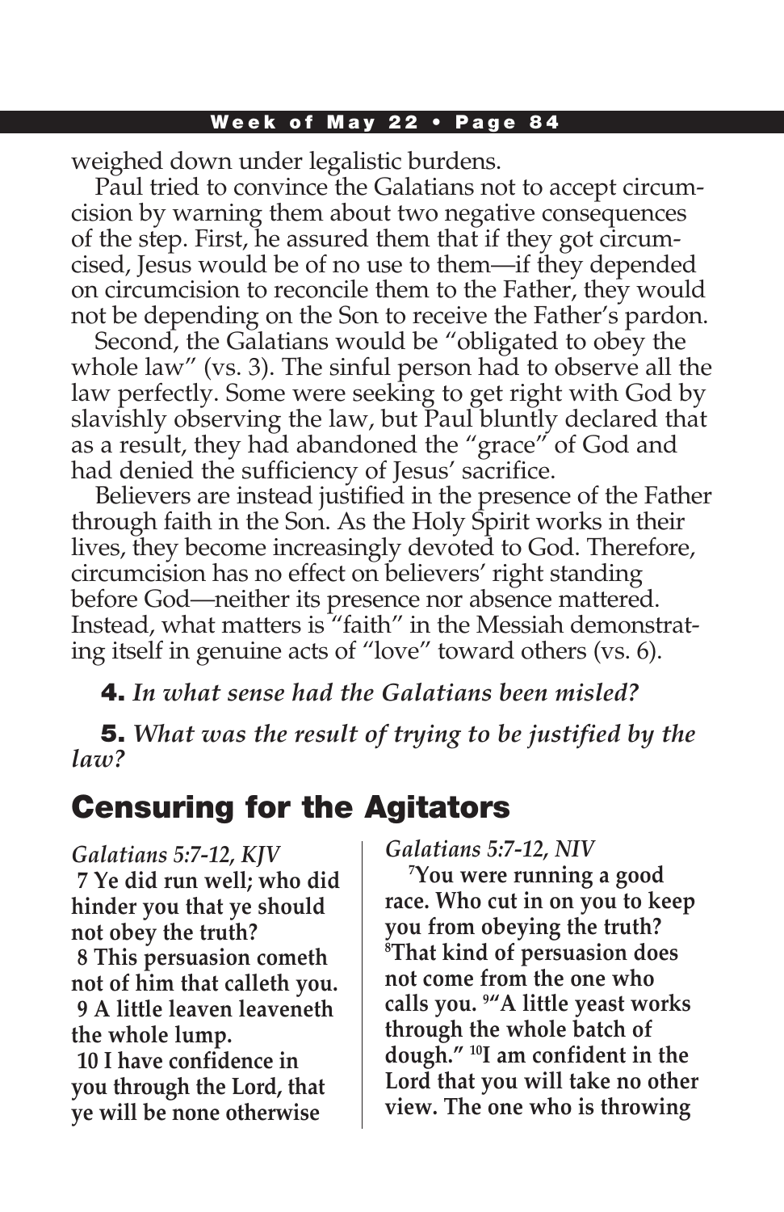weighed down under legalistic burdens.

Paul tried to convince the Galatians not to accept circumcision by warning them about two negative consequences of the step. First, he assured them that if they got circumcised, Jesus would be of no use to them—if they depended on circumcision to reconcile them to the Father, they would not be depending on the Son to receive the Father's pardon.

Second, the Galatians would be "obligated to obey the whole law" (vs. 3). The sinful person had to observe all the law perfectly. Some were seeking to get right with God by slavishly observing the law, but Paul bluntly declared that as a result, they had abandoned the "grace" of God and had denied the sufficiency of Jesus' sacrifice.

Believers are instead justified in the presence of the Father through faith in the Son. As the Holy Spirit works in their lives, they become increasingly devoted to God. Therefore, circumcision has no effect on believers' right standing before God—neither its presence nor absence mattered. Instead, what matters is "faith" in the Messiah demonstrating itself in genuine acts of "love" toward others (vs. 6).

**4.** *In what sense had the Galatians been misled?*

**5.** *What was the result of trying to be justified by the law?*

## Censuring for the Agitators

*Galatians 5:7-12, KJV*

**7 Ye did run well; who did hinder you that ye should not obey the truth?**
**8 This persuasion cometh not of him that calleth you.**
**9 A little leaven leaveneth the whole lump.**
**10 I have confidence in you through the Lord, that ye will be none otherwise**

*Galatians 5:7-12, NIV*

**[7]You were running a good race. Who cut in on you to keep you from obeying the truth? [8]That kind of persuasion does not come from the one who calls you. [9]"A little yeast works through the whole batch of dough." [10]I am confident in the Lord that you will take no other view. The one who is throwing**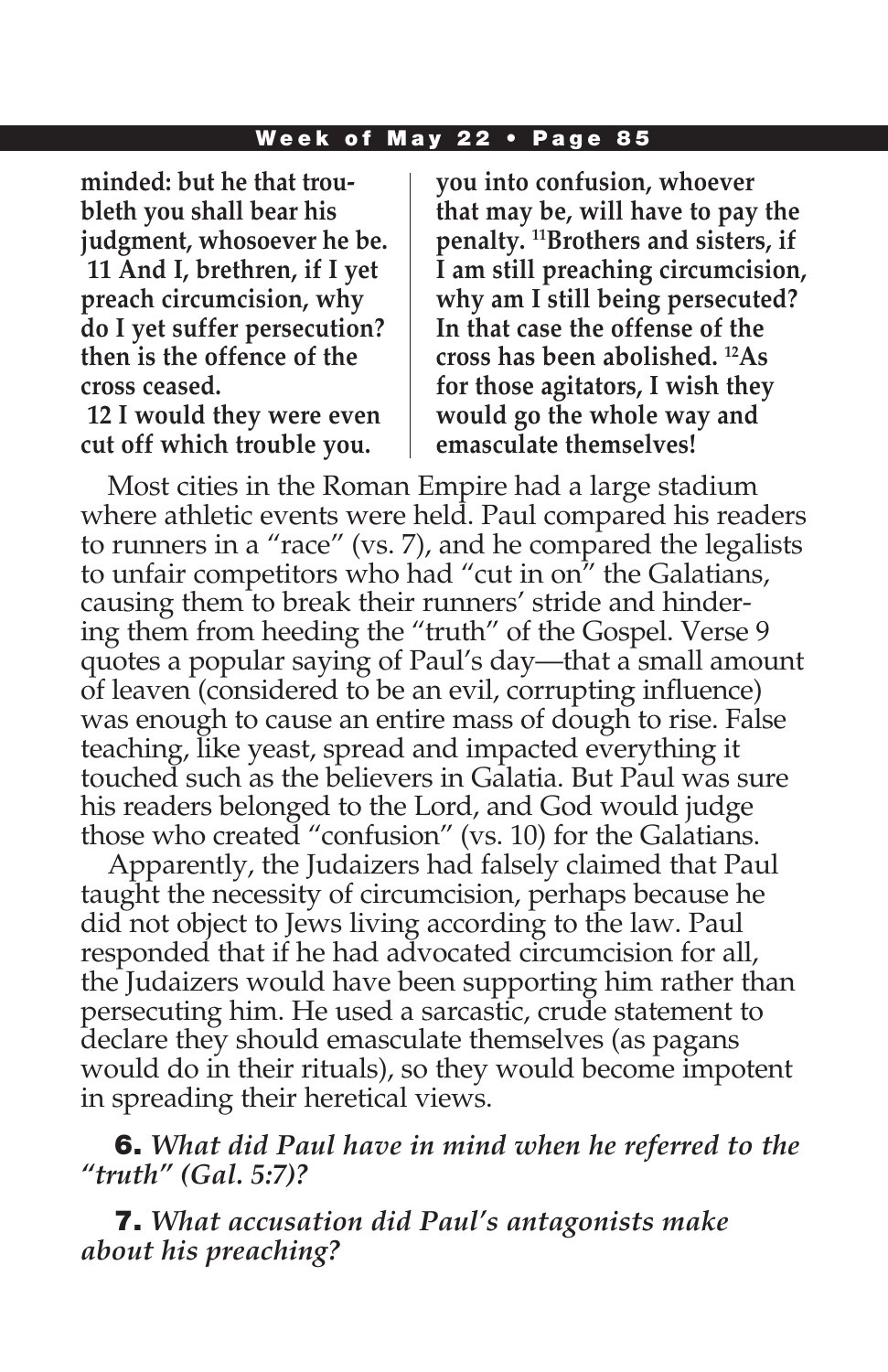**minded: but he that troubleth you shall bear his judgment, whosoever he be.**
**11 And I, brethren, if I yet preach circumcision, why do I yet suffer persecution? then is the offence of the cross ceased.**
**12 I would they were even cut off which trouble you.**

**you into confusion, whoever that may be, will have to pay the penalty. [11]Brothers and sisters, if I am still preaching circumcision, why am I still being persecuted? In that case the offense of the cross has been abolished. [12]As for those agitators, I wish they would go the whole way and emasculate themselves!**

Most cities in the Roman Empire had a large stadium where athletic events were held. Paul compared his readers to runners in a "race" (vs. 7), and he compared the legalists to unfair competitors who had "cut in on" the Galatians, causing them to break their runners' stride and hindering them from heeding the "truth" of the Gospel. Verse 9 quotes a popular saying of Paul's day—that a small amount of leaven (considered to be an evil, corrupting influence) was enough to cause an entire mass of dough to rise. False teaching, like yeast, spread and impacted everything it touched such as the believers in Galatia. But Paul was sure his readers belonged to the Lord, and God would judge those who created "confusion" (vs. 10) for the Galatians.

Apparently, the Judaizers had falsely claimed that Paul taught the necessity of circumcision, perhaps because he did not object to Jews living according to the law. Paul responded that if he had advocated circumcision for all, the Judaizers would have been supporting him rather than persecuting him. He used a sarcastic, crude statement to declare they should emasculate themselves (as pagans would do in their rituals), so they would become impotent in spreading their heretical views.

**6.** *What did Paul have in mind when he referred to the "truth" (Gal. 5:7)?*

**7.** *What accusation did Paul's antagonists make about his preaching?*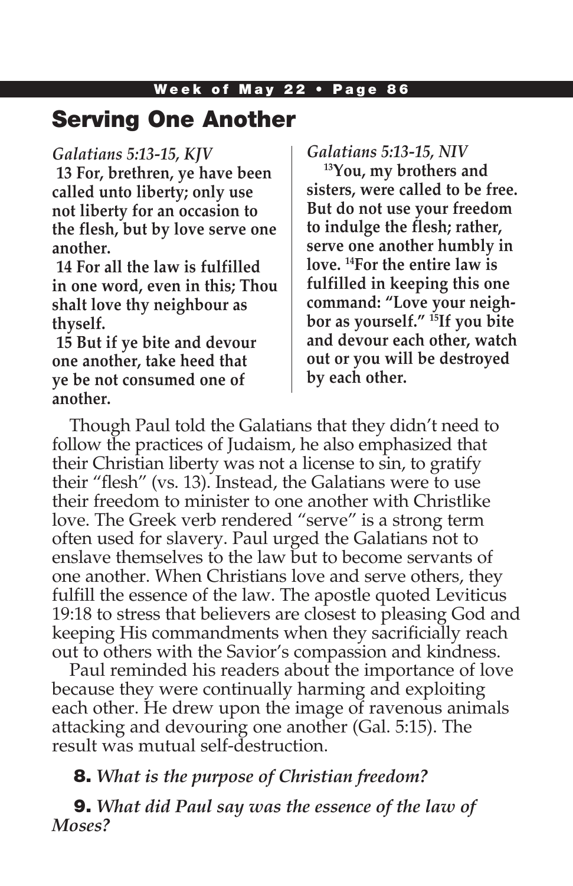## Serving One Another

*Galatians 5:13-15, KJV*

**13 For, brethren, ye have been called unto liberty; only use not liberty for an occasion to the flesh, but by love serve one another.**

**14 For all the law is fulfilled in one word, even in this; Thou shalt love thy neighbour as thyself.**

**15 But if ye bite and devour one another, take heed that ye be not consumed one of another.**

*Galatians 5:13-15, NIV*

**[13]You, my brothers and sisters, were called to be free. But do not use your freedom to indulge the flesh; rather, serve one another humbly in love. [14]For the entire law is fulfilled in keeping this one command: "Love your neighbor as yourself." [15]If you bite and devour each other, watch out or you will be destroyed by each other.**

Though Paul told the Galatians that they didn't need to follow the practices of Judaism, he also emphasized that their Christian liberty was not a license to sin, to gratify their "flesh" (vs. 13). Instead, the Galatians were to use their freedom to minister to one another with Christlike love. The Greek verb rendered "serve" is a strong term often used for slavery. Paul urged the Galatians not to enslave themselves to the law but to become servants of one another. When Christians love and serve others, they fulfill the essence of the law. The apostle quoted Leviticus 19:18 to stress that believers are closest to pleasing God and keeping His commandments when they sacrificially reach out to others with the Savior's compassion and kindness.

Paul reminded his readers about the importance of love because they were continually harming and exploiting each other. He drew upon the image of ravenous animals attacking and devouring one another (Gal. 5:15). The result was mutual self-destruction.

**8.** *What is the purpose of Christian freedom?*

**9.** *What did Paul say was the essence of the law of Moses?*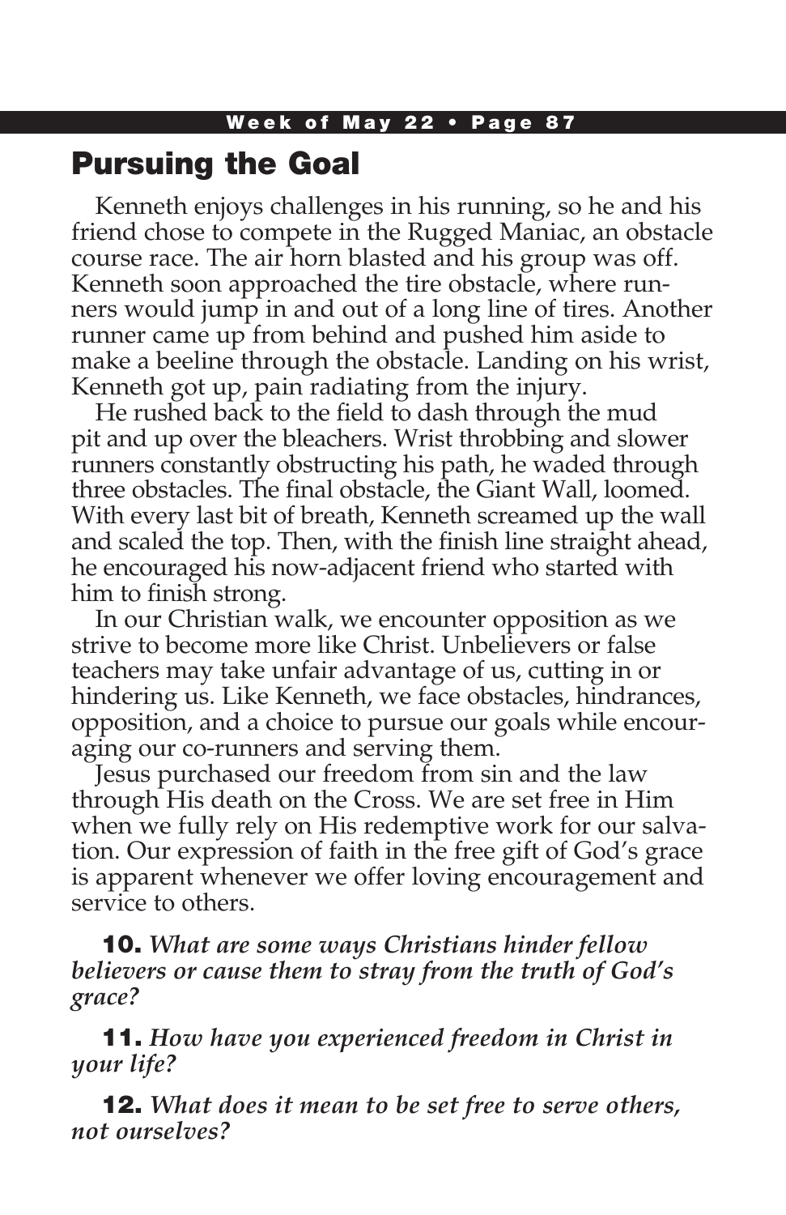## Pursuing the Goal

Kenneth enjoys challenges in his running, so he and his friend chose to compete in the Rugged Maniac, an obstacle course race. The air horn blasted and his group was off. Kenneth soon approached the tire obstacle, where runners would jump in and out of a long line of tires. Another runner came up from behind and pushed him aside to make a beeline through the obstacle. Landing on his wrist, Kenneth got up, pain radiating from the injury.

He rushed back to the field to dash through the mud pit and up over the bleachers. Wrist throbbing and slower runners constantly obstructing his path, he waded through three obstacles. The final obstacle, the Giant Wall, loomed. With every last bit of breath, Kenneth screamed up the wall and scaled the top. Then, with the finish line straight ahead, he encouraged his now-adjacent friend who started with him to finish strong.

In our Christian walk, we encounter opposition as we strive to become more like Christ. Unbelievers or false teachers may take unfair advantage of us, cutting in or hindering us. Like Kenneth, we face obstacles, hindrances, opposition, and a choice to pursue our goals while encouraging our co-runners and serving them.

Jesus purchased our freedom from sin and the law through His death on the Cross. We are set free in Him when we fully rely on His redemptive work for our salvation. Our expression of faith in the free gift of God's grace is apparent whenever we offer loving encouragement and service to others.

**10.** *What are some ways Christians hinder fellow believers or cause them to stray from the truth of God's grace?*

**11.** *How have you experienced freedom in Christ in your life?*

**12.** *What does it mean to be set free to serve others, not ourselves?*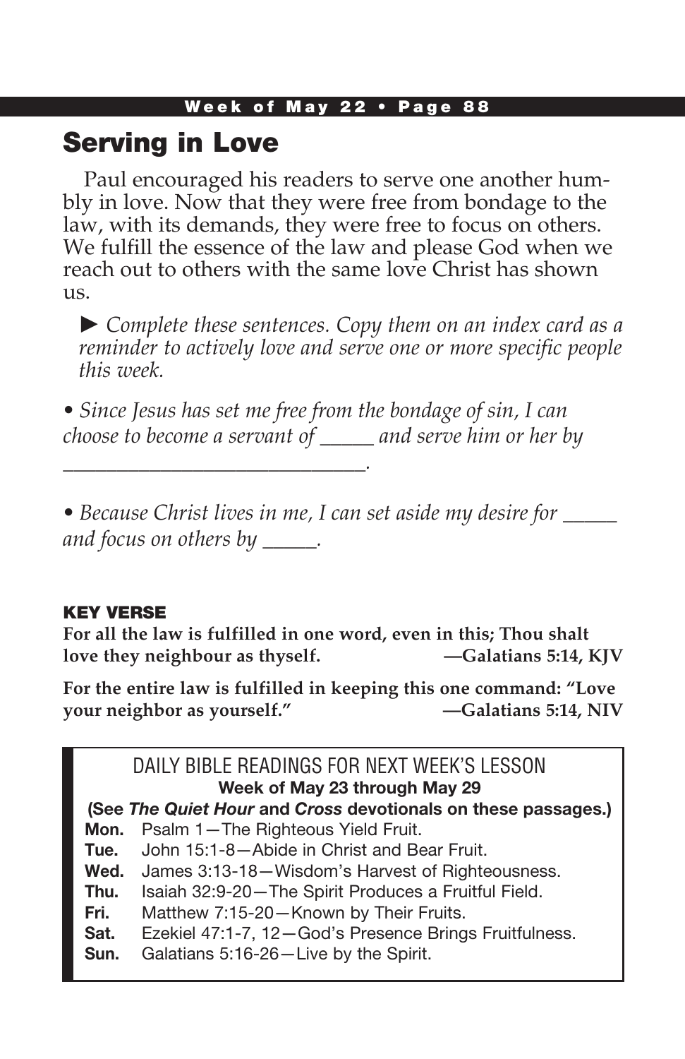# Serving in Love

Paul encouraged his readers to serve one another humbly in love. Now that they were free from bondage to the law, with its demands, they were free to focus on others. We fulfill the essence of the law and please God when we reach out to others with the same love Christ has shown us.

► *Complete these sentences. Copy them on an index card as a reminder to actively love and serve one or more specific people this week.*

• *Since Jesus has set me free from the bondage of sin, I can choose to become a servant of _____ and serve him or her by _____________________________.*

• *Because Christ lives in me, I can set aside my desire for _____ and focus on others by _____.*

### KEY VERSE

**For all the law is fulfilled in one word, even in this; Thou shalt love they neighbour as thyself. —Galatians 5:14, KJV**

**For the entire law is fulfilled in keeping this one command: "Love your neighbor as yourself." —Galatians 5:14, NIV**

DAILY BIBLE READINGS FOR NEXT WEEK'S LESSON

**Week of May 23 through May 29**

**(See *The Quiet Hour* and *Cross* devotionals on these passages.)**

**Mon.** Psalm 1—The Righteous Yield Fruit.
**Tue.** John 15:1-8—Abide in Christ and Bear Fruit.
**Wed.** James 3:13-18—Wisdom's Harvest of Righteousness.
**Thu.** Isaiah 32:9-20—The Spirit Produces a Fruitful Field.
**Fri.** Matthew 7:15-20—Known by Their Fruits.
**Sat.** Ezekiel 47:1-7, 12—God's Presence Brings Fruitfulness.
**Sun.** Galatians 5:16-26—Live by the Spirit.